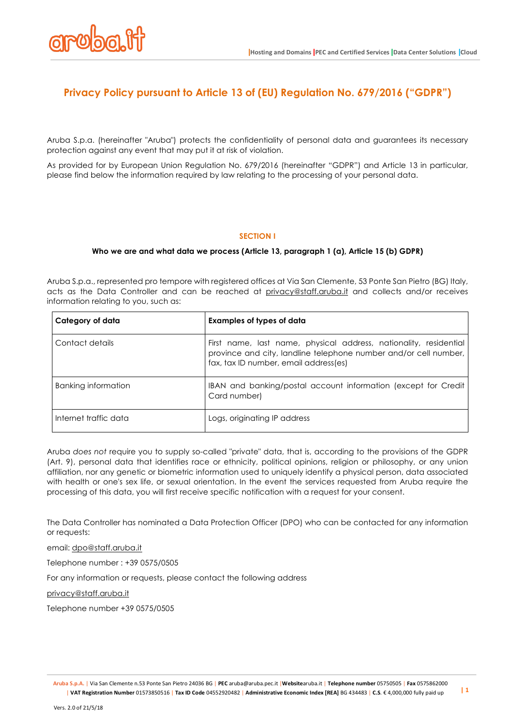# Privacy Policy pursuant to Article 13 of (EU) Regulation No. 679/2016 ("GDPR")

Aruba S.p.a. (hereinafter "Aruba") protects the confidentiality of personal data and guarantees its necessary protection against any event that may put it at risk of violation.

As provided for by European Union Regulation No. 679/2016 (hereinafter "GDPR") and Article 13 in particular, please find below the information required by law relating to the processing of your personal data.

## SECTION I

### Who we are and what data we process (Article 13, paragraph 1 (a), Article 15 (b) GDPR)

Aruba S.p.a., represented pro tempore with registered offices at Via San Clemente, 53 Ponte San Pietro (BG) Italy, acts as the Data Controller and can be reached at privacy@staff.aruba.it and collects and/or receives information relating to you, such as:

| Category of data | Examples of types of data |
| --- | --- |
| Contact details | First name, last name, physical address, nationality, residential province and city, landline telephone number and/or cell number, fax, tax ID number, email address(es) |
| Banking information | IBAN and banking/postal account information (except for Credit Card number) |
| Internet traffic data | Logs, originating IP address |

Aruba *does not* require you to supply so-called "private" data, that is, according to the provisions of the GDPR (Art. 9), personal data that identifies race or ethnicity, political opinions, religion or philosophy, or any union affiliation, nor any genetic or biometric information used to uniquely identify a physical person, data associated with health or one's sex life, or sexual orientation. In the event the services requested from Aruba require the processing of this data, you will first receive specific notification with a request for your consent.

The Data Controller has nominated a Data Protection Officer (DPO) who can be contacted for any information or requests:

email: dpo@staff.aruba.it

Telephone number : +39 0575/0505

For any information or requests, please contact the following address

privacy@staff.aruba.it

Telephone number +39 0575/0505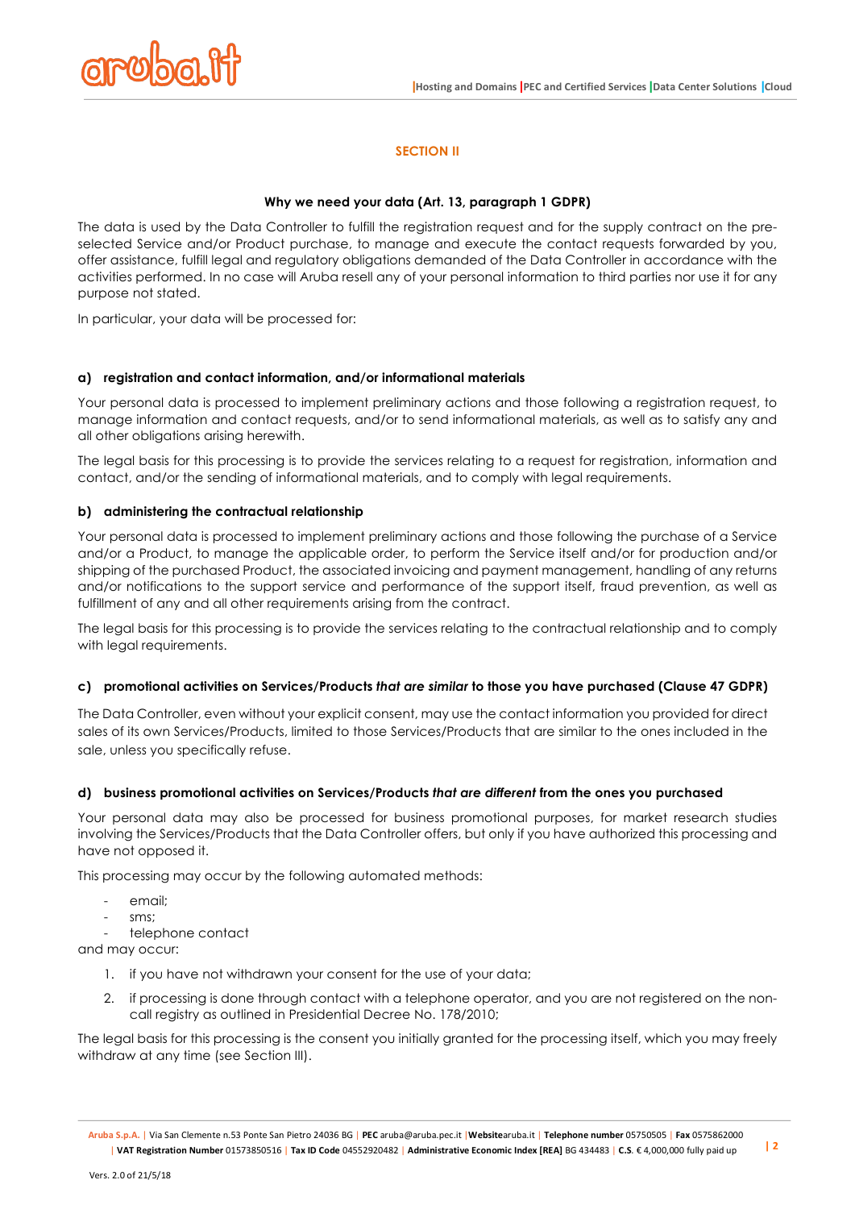## SECTION II

### Why we need your data (Art. 13, paragraph 1 GDPR)

The data is used by the Data Controller to fulfill the registration request and for the supply contract on the pre-selected Service and/or Product purchase, to manage and execute the contact requests forwarded by you, offer assistance, fulfill legal and regulatory obligations demanded of the Data Controller in accordance with the activities performed. In no case will Aruba resell any of your personal information to third parties nor use it for any purpose not stated.

In particular, your data will be processed for:

#### a) registration and contact information, and/or informational materials

Your personal data is processed to implement preliminary actions and those following a registration request, to manage information and contact requests, and/or to send informational materials, as well as to satisfy any and all other obligations arising herewith.

The legal basis for this processing is to provide the services relating to a request for registration, information and contact, and/or the sending of informational materials, and to comply with legal requirements.

#### b) administering the contractual relationship

Your personal data is processed to implement preliminary actions and those following the purchase of a Service and/or a Product, to manage the applicable order, to perform the Service itself and/or for production and/or shipping of the purchased Product, the associated invoicing and payment management, handling of any returns and/or notifications to the support service and performance of the support itself, fraud prevention, as well as fulfillment of any and all other requirements arising from the contract.

The legal basis for this processing is to provide the services relating to the contractual relationship and to comply with legal requirements.

#### c) promotional activities on Services/Products *that are similar* to those you have purchased (Clause 47 GDPR)

The Data Controller, even without your explicit consent, may use the contact information you provided for direct sales of its own Services/Products, limited to those Services/Products that are similar to the ones included in the sale, unless you specifically refuse.

#### d) business promotional activities on Services/Products *that are different* from the ones you purchased

Your personal data may also be processed for business promotional purposes, for market research studies involving the Services/Products that the Data Controller offers, but only if you have authorized this processing and have not opposed it.

This processing may occur by the following automated methods:

- email;
- sms;
- telephone contact

and may occur:

1. if you have not withdrawn your consent for the use of your data;
2. if processing is done through contact with a telephone operator, and you are not registered on the non-call registry as outlined in Presidential Decree No. 178/2010;

The legal basis for this processing is the consent you initially granted for the processing itself, which you may freely withdraw at any time (see Section III).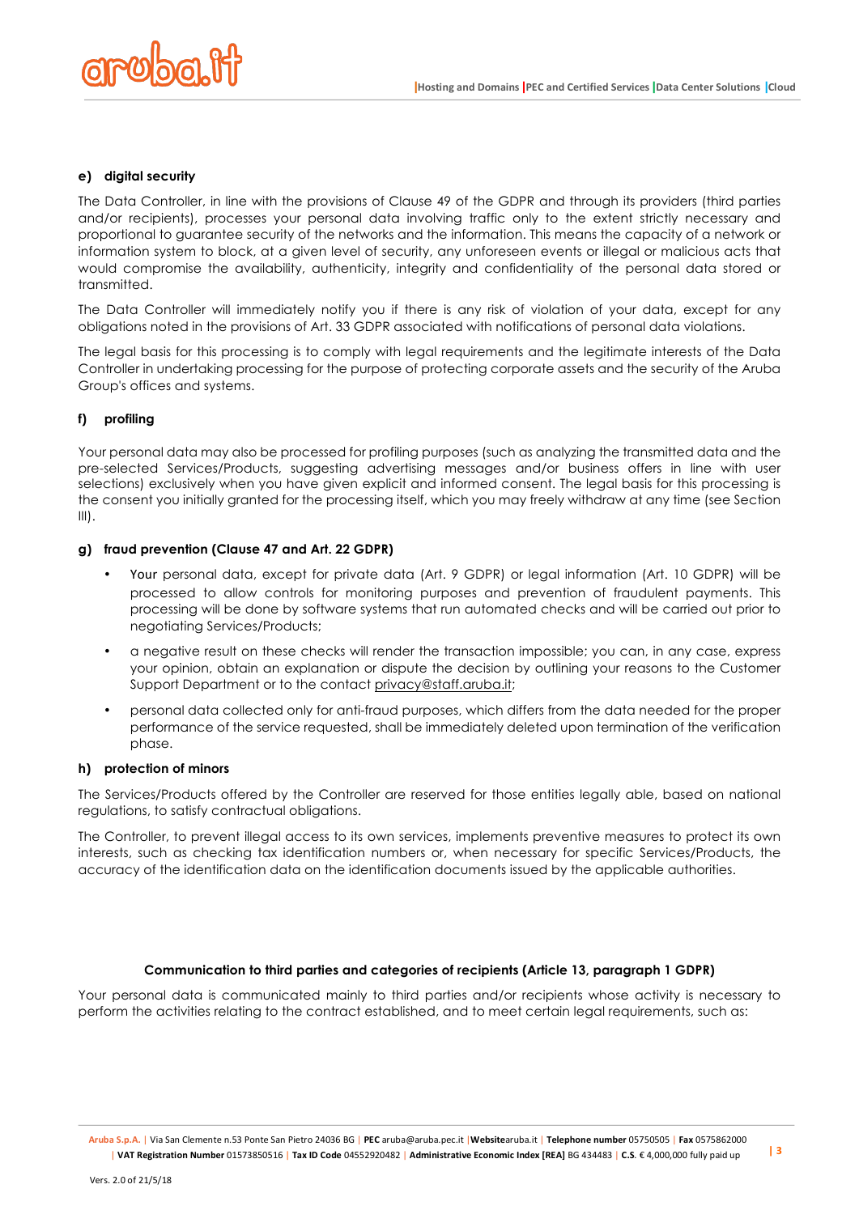#### e) digital security

The Data Controller, in line with the provisions of Clause 49 of the GDPR and through its providers (third parties and/or recipients), processes your personal data involving traffic only to the extent strictly necessary and proportional to guarantee security of the networks and the information. This means the capacity of a network or information system to block, at a given level of security, any unforeseen events or illegal or malicious acts that would compromise the availability, authenticity, integrity and confidentiality of the personal data stored or transmitted.

The Data Controller will immediately notify you if there is any risk of violation of your data, except for any obligations noted in the provisions of Art. 33 GDPR associated with notifications of personal data violations.

The legal basis for this processing is to comply with legal requirements and the legitimate interests of the Data Controller in undertaking processing for the purpose of protecting corporate assets and the security of the Aruba Group's offices and systems.

#### f) profiling

Your personal data may also be processed for profiling purposes (such as analyzing the transmitted data and the pre-selected Services/Products, suggesting advertising messages and/or business offers in line with user selections) exclusively when you have given explicit and informed consent. The legal basis for this processing is the consent you initially granted for the processing itself, which you may freely withdraw at any time (see Section III).

#### g) fraud prevention (Clause 47 and Art. 22 GDPR)

- Your personal data, except for private data (Art. 9 GDPR) or legal information (Art. 10 GDPR) will be processed to allow controls for monitoring purposes and prevention of fraudulent payments. This processing will be done by software systems that run automated checks and will be carried out prior to negotiating Services/Products;
- a negative result on these checks will render the transaction impossible; you can, in any case, express your opinion, obtain an explanation or dispute the decision by outlining your reasons to the Customer Support Department or to the contact privacy@staff.aruba.it;
- personal data collected only for anti-fraud purposes, which differs from the data needed for the proper performance of the service requested, shall be immediately deleted upon termination of the verification phase.

#### h) protection of minors

The Services/Products offered by the Controller are reserved for those entities legally able, based on national regulations, to satisfy contractual obligations.

The Controller, to prevent illegal access to its own services, implements preventive measures to protect its own interests, such as checking tax identification numbers or, when necessary for specific Services/Products, the accuracy of the identification data on the identification documents issued by the applicable authorities.

### Communication to third parties and categories of recipients (Article 13, paragraph 1 GDPR)

Your personal data is communicated mainly to third parties and/or recipients whose activity is necessary to perform the activities relating to the contract established, and to meet certain legal requirements, such as: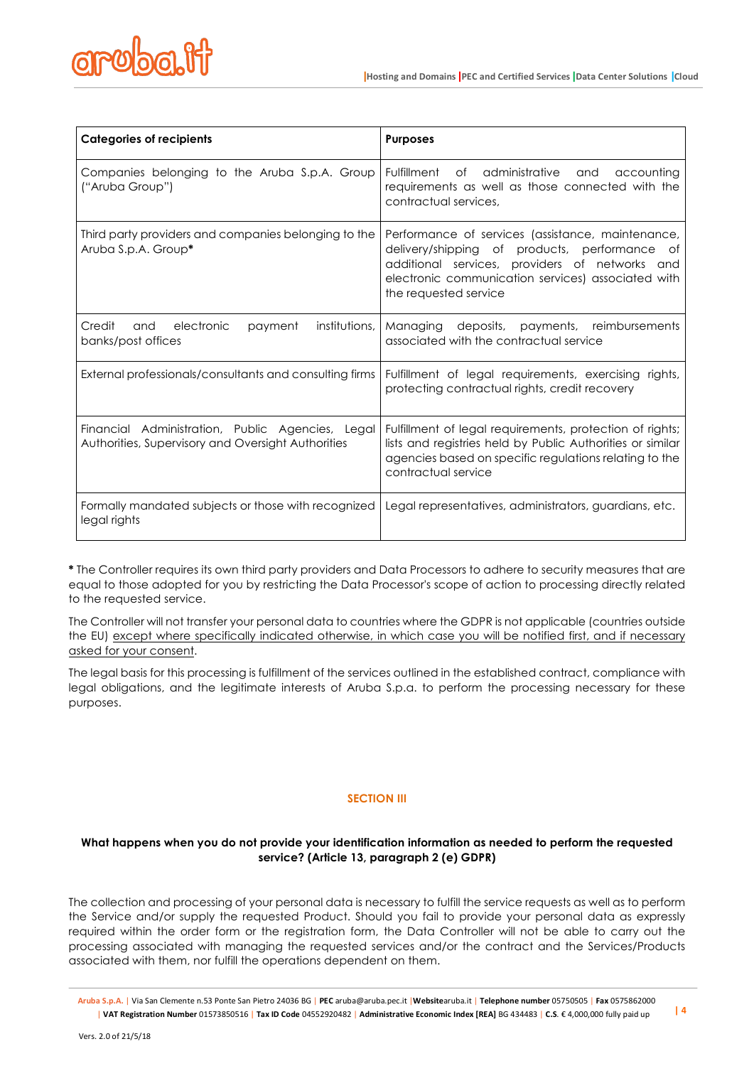| Categories of recipients | Purposes |
|---|---|
| Companies belonging to the Aruba S.p.A. Group ("Aruba Group") | Fulfillment of administrative and accounting requirements as well as those connected with the contractual services, |
| Third party providers and companies belonging to the Aruba S.p.A. Group* | Performance of services (assistance, maintenance, delivery/shipping of products, performance of additional services, providers of networks and electronic communication services) associated with the requested service |
| Credit and electronic payment institutions, banks/post offices | Managing deposits, payments, reimbursements associated with the contractual service |
| External professionals/consultants and consulting firms | Fulfillment of legal requirements, exercising rights, protecting contractual rights, credit recovery |
| Financial Administration, Public Agencies, Legal Authorities, Supervisory and Oversight Authorities | Fulfillment of legal requirements, protection of rights; lists and registries held by Public Authorities or similar agencies based on specific regulations relating to the contractual service |
| Formally mandated subjects or those with recognized legal rights | Legal representatives, administrators, guardians, etc. |

**\*** The Controller requires its own third party providers and Data Processors to adhere to security measures that are equal to those adopted for you by restricting the Data Processor's scope of action to processing directly related to the requested service.

The Controller will not transfer your personal data to countries where the GDPR is not applicable (countries outside the EU) except where specifically indicated otherwise, in which case you will be notified first, and if necessary asked for your consent.

The legal basis for this processing is fulfillment of the services outlined in the established contract, compliance with legal obligations, and the legitimate interests of Aruba S.p.a. to perform the processing necessary for these purposes.

## SECTION III

### What happens when you do not provide your identification information as needed to perform the requested service? (Article 13, paragraph 2 (e) GDPR)

The collection and processing of your personal data is necessary to fulfill the service requests as well as to perform the Service and/or supply the requested Product. Should you fail to provide your personal data as expressly required within the order form or the registration form, the Data Controller will not be able to carry out the processing associated with managing the requested services and/or the contract and the Services/Products associated with them, nor fulfill the operations dependent on them.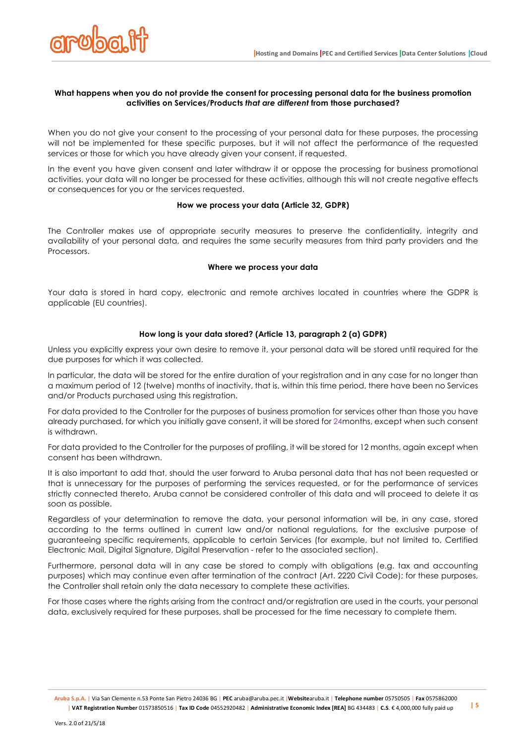### What happens when you do not provide the consent for processing personal data for the business promotion activities on Services/Products *that are different* from those purchased?

When you do not give your consent to the processing of your personal data for these purposes, the processing will not be implemented for these specific purposes, but it will not affect the performance of the requested services or those for which you have already given your consent, if requested.

In the event you have given consent and later withdraw it or oppose the processing for business promotional activities, your data will no longer be processed for these activities, although this will not create negative effects or consequences for you or the services requested.

### How we process your data (Article 32, GDPR)

The Controller makes use of appropriate security measures to preserve the confidentiality, integrity and availability of your personal data, and requires the same security measures from third party providers and the Processors.

### Where we process your data

Your data is stored in hard copy, electronic and remote archives located in countries where the GDPR is applicable (EU countries).

### How long is your data stored? (Article 13, paragraph 2 (a) GDPR)

Unless you explicitly express your own desire to remove it, your personal data will be stored until required for the due purposes for which it was collected.

In particular, the data will be stored for the entire duration of your registration and in any case for no longer than a maximum period of 12 (twelve) months of inactivity, that is, within this time period, there have been no Services and/or Products purchased using this registration.

For data provided to the Controller for the purposes of business promotion for services other than those you have already purchased, for which you initially gave consent, it will be stored for 24months, except when such consent is withdrawn.

For data provided to the Controller for the purposes of profiling, it will be stored for 12 months, again except when consent has been withdrawn.

It is also important to add that, should the user forward to Aruba personal data that has not been requested or that is unnecessary for the purposes of performing the services requested, or for the performance of services strictly connected thereto, Aruba cannot be considered controller of this data and will proceed to delete it as soon as possible.

Regardless of your determination to remove the data, your personal information will be, in any case, stored according to the terms outlined in current law and/or national regulations, for the exclusive purpose of guaranteeing specific requirements, applicable to certain Services (for example, but not limited to, Certified Electronic Mail, Digital Signature, Digital Preservation - refer to the associated section).

Furthermore, personal data will in any case be stored to comply with obligations (e.g. tax and accounting purposes) which may continue even after termination of the contract (Art. 2220 Civil Code); for these purposes, the Controller shall retain only the data necessary to complete these activities.

For those cases where the rights arising from the contract and/or registration are used in the courts, your personal data, exclusively required for these purposes, shall be processed for the time necessary to complete them.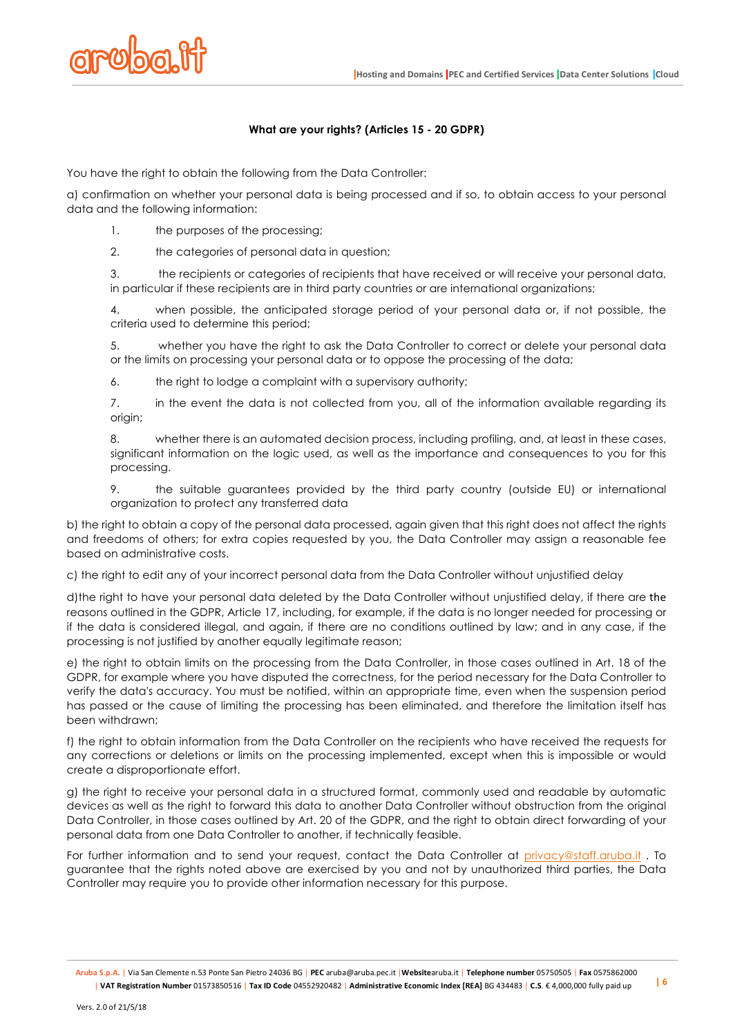**What are your rights? (Articles 15 - 20 GDPR)**

You have the right to obtain the following from the Data Controller:

a) confirmation on whether your personal data is being processed and if so, to obtain access to your personal data and the following information:

1. the purposes of the processing;
2. the categories of personal data in question;
3. the recipients or categories of recipients that have received or will receive your personal data, in particular if these recipients are in third party countries or are international organizations;
4. when possible, the anticipated storage period of your personal data or, if not possible, the criteria used to determine this period;
5. whether you have the right to ask the Data Controller to correct or delete your personal data or the limits on processing your personal data or to oppose the processing of the data;
6. the right to lodge a complaint with a supervisory authority;
7. in the event the data is not collected from you, all of the information available regarding its origin;
8. whether there is an automated decision process, including profiling, and, at least in these cases, significant information on the logic used, as well as the importance and consequences to you for this processing.
9. the suitable guarantees provided by the third party country (outside EU) or international organization to protect any transferred data

b) the right to obtain a copy of the personal data processed, again given that this right does not affect the rights and freedoms of others; for extra copies requested by you, the Data Controller may assign a reasonable fee based on administrative costs.

c) the right to edit any of your incorrect personal data from the Data Controller without unjustified delay

d)the right to have your personal data deleted by the Data Controller without unjustified delay, if there are the reasons outlined in the GDPR, Article 17, including, for example, if the data is no longer needed for processing or if the data is considered illegal, and again, if there are no conditions outlined by law; and in any case, if the processing is not justified by another equally legitimate reason;

e) the right to obtain limits on the processing from the Data Controller, in those cases outlined in Art. 18 of the GDPR, for example where you have disputed the correctness, for the period necessary for the Data Controller to verify the data's accuracy. You must be notified, within an appropriate time, even when the suspension period has passed or the cause of limiting the processing has been eliminated, and therefore the limitation itself has been withdrawn;

f) the right to obtain information from the Data Controller on the recipients who have received the requests for any corrections or deletions or limits on the processing implemented, except when this is impossible or would create a disproportionate effort.

g) the right to receive your personal data in a structured format, commonly used and readable by automatic devices as well as the right to forward this data to another Data Controller without obstruction from the original Data Controller, in those cases outlined by Art. 20 of the GDPR, and the right to obtain direct forwarding of your personal data from one Data Controller to another, if technically feasible.

For further information and to send your request, contact the Data Controller at privacy@staff.aruba.it . To guarantee that the rights noted above are exercised by you and not by unauthorized third parties, the Data Controller may require you to provide other information necessary for this purpose.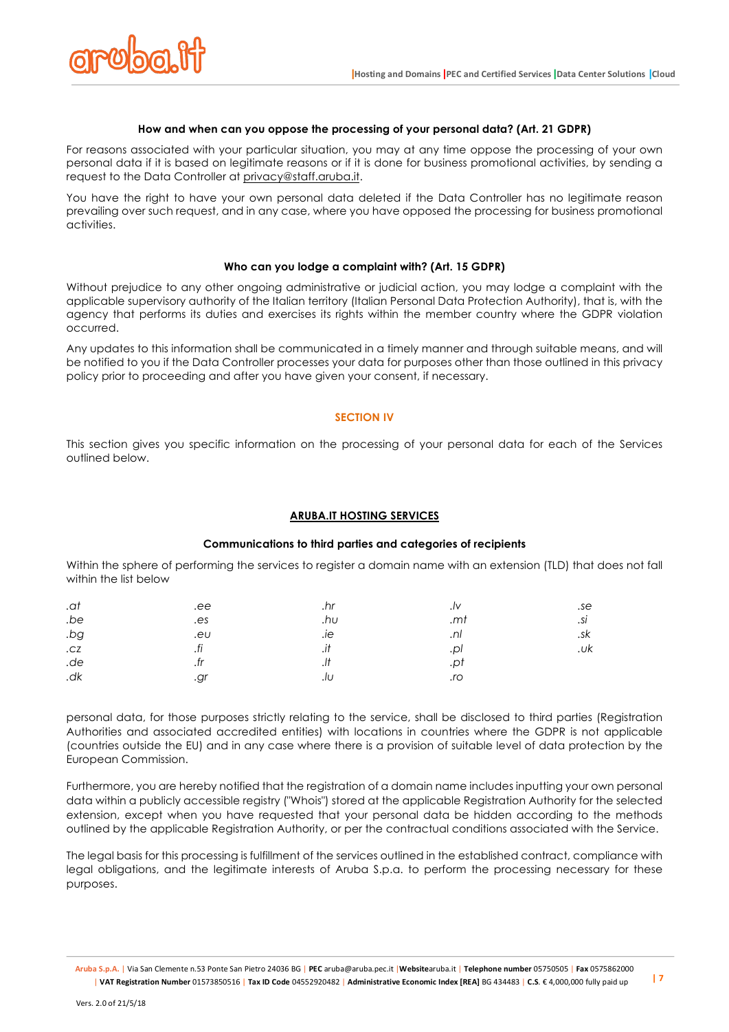#### How and when can you oppose the processing of your personal data? (Art. 21 GDPR)

For reasons associated with your particular situation, you may at any time oppose the processing of your own personal data if it is based on legitimate reasons or if it is done for business promotional activities, by sending a request to the Data Controller at privacy@staff.aruba.it.

You have the right to have your own personal data deleted if the Data Controller has no legitimate reason prevailing over such request, and in any case, where you have opposed the processing for business promotional activities.

#### Who can you lodge a complaint with? (Art. 15 GDPR)

Without prejudice to any other ongoing administrative or judicial action, you may lodge a complaint with the applicable supervisory authority of the Italian territory (Italian Personal Data Protection Authority), that is, with the agency that performs its duties and exercises its rights within the member country where the GDPR violation occurred.

Any updates to this information shall be communicated in a timely manner and through suitable means, and will be notified to you if the Data Controller processes your data for purposes other than those outlined in this privacy policy prior to proceeding and after you have given your consent, if necessary.

## SECTION IV

This section gives you specific information on the processing of your personal data for each of the Services outlined below.

### ARUBA.IT HOSTING SERVICES

#### Communications to third parties and categories of recipients

Within the sphere of performing the services to register a domain name with an extension (TLD) that does not fall within the list below

| | | | | |
|---|---|---|---|---|
| *.at* | *.ee* | *.hr* | *.lv* | *.se* |
| *.be* | *.es* | *.hu* | *.mt* | *.si* |
| *.bg* | *.eu* | *.ie* | *.nl* | *.sk* |
| *.cz* | *.fi* | *.it* | *.pl* | *.uk* |
| *.de* | *.fr* | *.lt* | *.pt* | |
| *.dk* | *.gr* | *.lu* | *.ro* | |

personal data, for those purposes strictly relating to the service, shall be disclosed to third parties (Registration Authorities and associated accredited entities) with locations in countries where the GDPR is not applicable (countries outside the EU) and in any case where there is a provision of suitable level of data protection by the European Commission.

Furthermore, you are hereby notified that the registration of a domain name includes inputting your own personal data within a publicly accessible registry ("Whois") stored at the applicable Registration Authority for the selected extension, except when you have requested that your personal data be hidden according to the methods outlined by the applicable Registration Authority, or per the contractual conditions associated with the Service.

The legal basis for this processing is fulfillment of the services outlined in the established contract, compliance with legal obligations, and the legitimate interests of Aruba S.p.a. to perform the processing necessary for these purposes.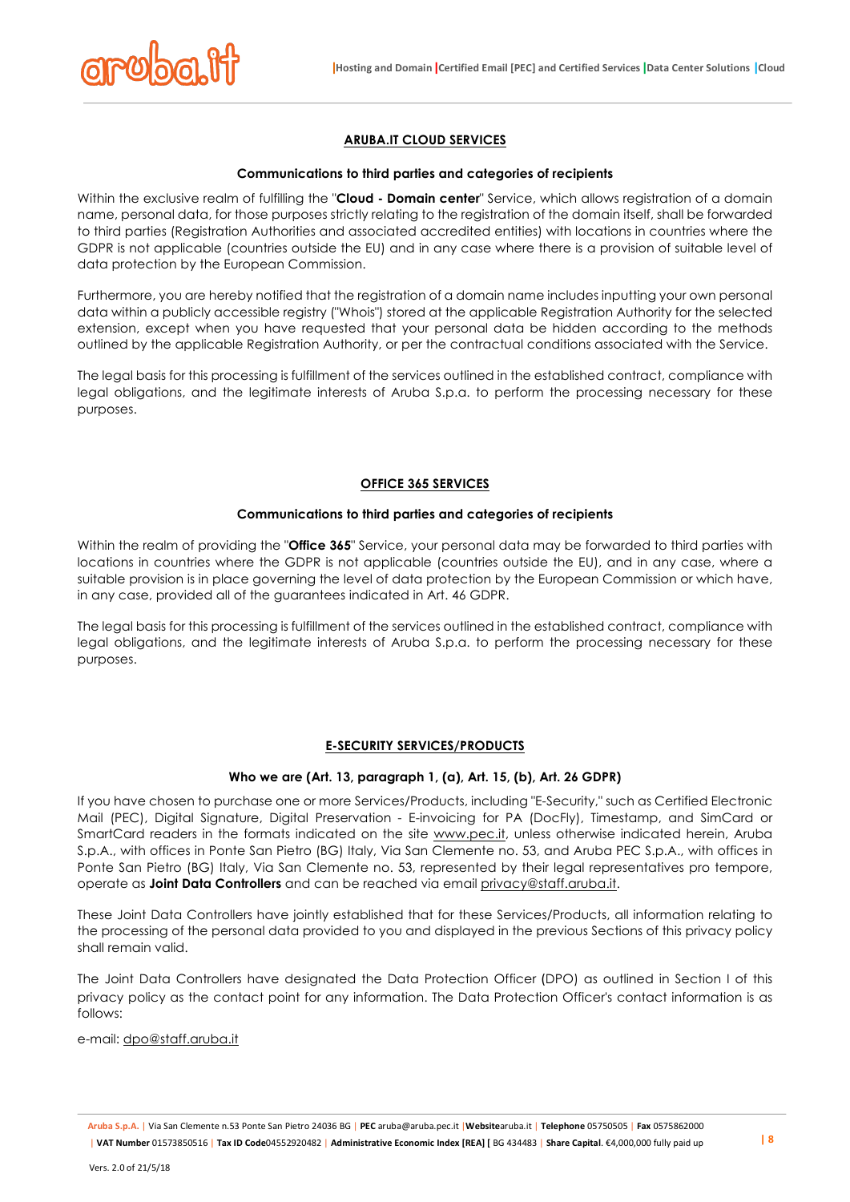## ARUBA.IT CLOUD SERVICES

### Communications to third parties and categories of recipients

Within the exclusive realm of fulfilling the "**Cloud - Domain center**" Service, which allows registration of a domain name, personal data, for those purposes strictly relating to the registration of the domain itself, shall be forwarded to third parties (Registration Authorities and associated accredited entities) with locations in countries where the GDPR is not applicable (countries outside the EU) and in any case where there is a provision of suitable level of data protection by the European Commission.

Furthermore, you are hereby notified that the registration of a domain name includes inputting your own personal data within a publicly accessible registry ("Whois") stored at the applicable Registration Authority for the selected extension, except when you have requested that your personal data be hidden according to the methods outlined by the applicable Registration Authority, or per the contractual conditions associated with the Service.

The legal basis for this processing is fulfillment of the services outlined in the established contract, compliance with legal obligations, and the legitimate interests of Aruba S.p.a. to perform the processing necessary for these purposes.

## OFFICE 365 SERVICES

### Communications to third parties and categories of recipients

Within the realm of providing the "**Office 365**" Service, your personal data may be forwarded to third parties with locations in countries where the GDPR is not applicable (countries outside the EU), and in any case, where a suitable provision is in place governing the level of data protection by the European Commission or which have, in any case, provided all of the guarantees indicated in Art. 46 GDPR.

The legal basis for this processing is fulfillment of the services outlined in the established contract, compliance with legal obligations, and the legitimate interests of Aruba S.p.a. to perform the processing necessary for these purposes.

## E-SECURITY SERVICES/PRODUCTS

### Who we are (Art. 13, paragraph 1, (a), Art. 15, (b), Art. 26 GDPR)

If you have chosen to purchase one or more Services/Products, including "E-Security," such as Certified Electronic Mail (PEC), Digital Signature, Digital Preservation - E-invoicing for PA (DocFly), Timestamp, and SimCard or SmartCard readers in the formats indicated on the site www.pec.it, unless otherwise indicated herein, Aruba S.p.A., with offices in Ponte San Pietro (BG) Italy, Via San Clemente no. 53, and Aruba PEC S.p.A., with offices in Ponte San Pietro (BG) Italy, Via San Clemente no. 53, represented by their legal representatives pro tempore, operate as **Joint Data Controllers** and can be reached via email privacy@staff.aruba.it.

These Joint Data Controllers have jointly established that for these Services/Products, all information relating to the processing of the personal data provided to you and displayed in the previous Sections of this privacy policy shall remain valid.

The Joint Data Controllers have designated the Data Protection Officer (DPO) as outlined in Section I of this privacy policy as the contact point for any information. The Data Protection Officer's contact information is as follows:

e-mail: dpo@staff.aruba.it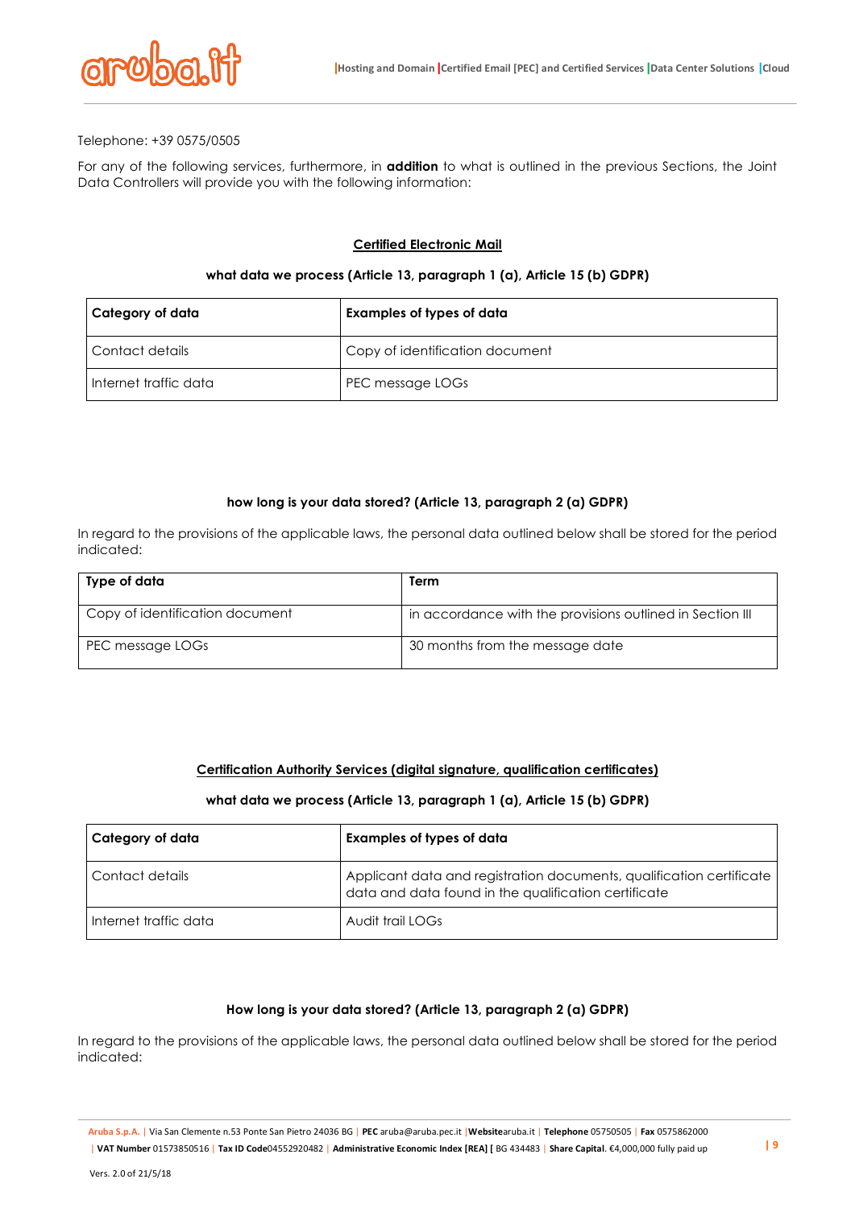Telephone: +39 0575/0505

For any of the following services, furthermore, in **addition** to what is outlined in the previous Sections, the Joint Data Controllers will provide you with the following information:

## Certified Electronic Mail

**what data we process (Article 13, paragraph 1 (a), Article 15 (b) GDPR)**

| Category of data | Examples of types of data |
|---|---|
| Contact details | Copy of identification document |
| Internet traffic data | PEC message LOGs |

**how long is your data stored? (Article 13, paragraph 2 (a) GDPR)**

In regard to the provisions of the applicable laws, the personal data outlined below shall be stored for the period indicated:

| Type of data | Term |
|---|---|
| Copy of identification document | in accordance with the provisions outlined in Section III |
| PEC message LOGs | 30 months from the message date |

## Certification Authority Services (digital signature, qualification certificates)

**what data we process (Article 13, paragraph 1 (a), Article 15 (b) GDPR)**

| Category of data | Examples of types of data |
|---|---|
| Contact details | Applicant data and registration documents, qualification certificate data and data found in the qualification certificate |
| Internet traffic data | Audit trail LOGs |

**How long is your data stored? (Article 13, paragraph 2 (a) GDPR)**

In regard to the provisions of the applicable laws, the personal data outlined below shall be stored for the period indicated: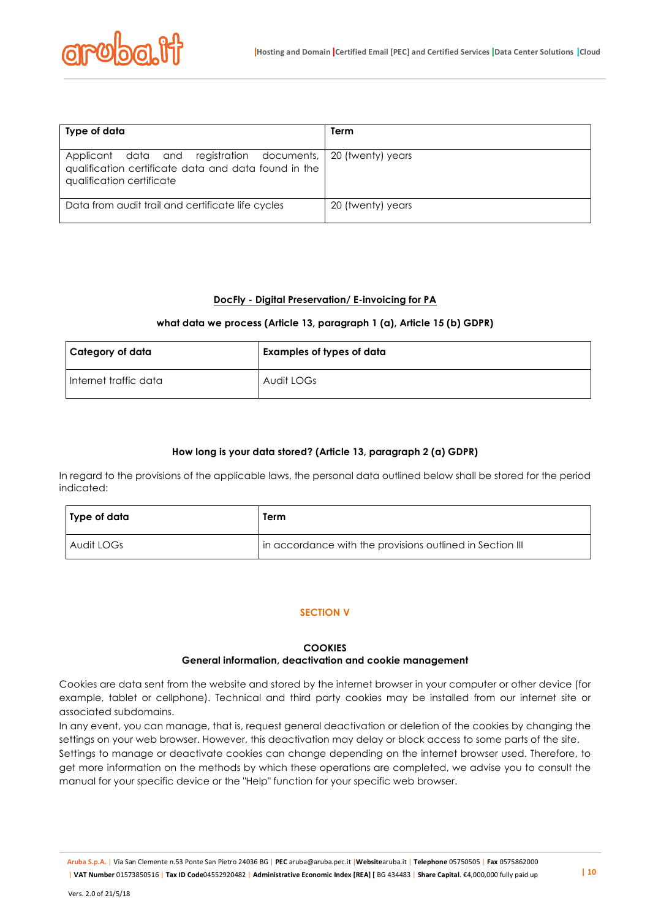| Type of data | Term |
| --- | --- |
| Applicant data and registration documents, qualification certificate data and data found in the qualification certificate | 20 (twenty) years |
| Data from audit trail and certificate life cycles | 20 (twenty) years |

**DocFly - Digital Preservation/ E-invoicing for PA**

**what data we process (Article 13, paragraph 1 (a), Article 15 (b) GDPR)**

| Category of data | Examples of types of data |
| --- | --- |
| Internet traffic data | Audit LOGs |

**How long is your data stored? (Article 13, paragraph 2 (a) GDPR)**

In regard to the provisions of the applicable laws, the personal data outlined below shall be stored for the period indicated:

| Type of data | Term |
| --- | --- |
| Audit LOGs | in accordance with the provisions outlined in Section III |

## SECTION V

### COOKIES
### General information, deactivation and cookie management

Cookies are data sent from the website and stored by the internet browser in your computer or other device (for example, tablet or cellphone). Technical and third party cookies may be installed from our internet site or associated subdomains.

In any event, you can manage, that is, request general deactivation or deletion of the cookies by changing the settings on your web browser. However, this deactivation may delay or block access to some parts of the site.

Settings to manage or deactivate cookies can change depending on the internet browser used. Therefore, to get more information on the methods by which these operations are completed, we advise you to consult the manual for your specific device or the "Help" function for your specific web browser.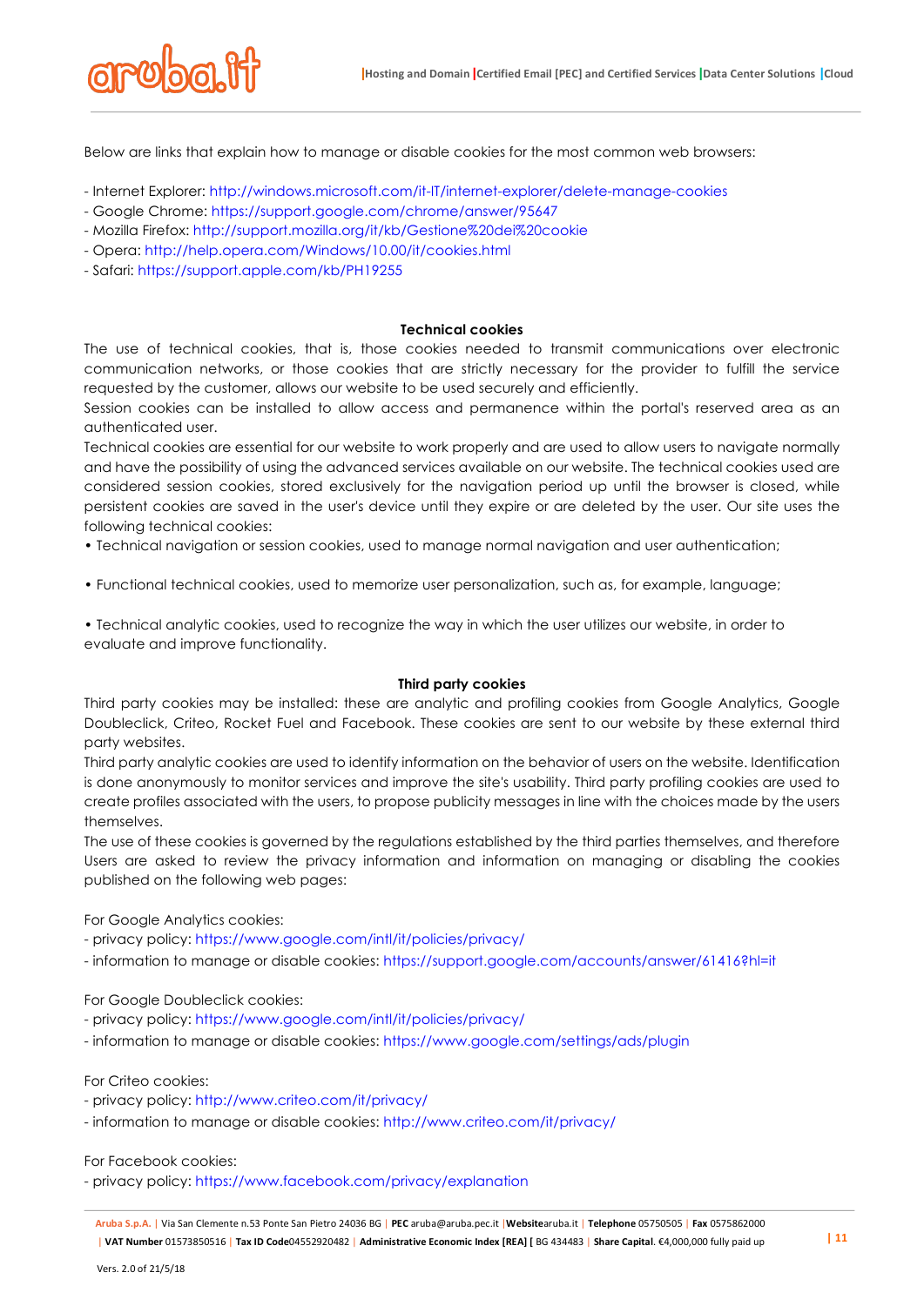Below are links that explain how to manage or disable cookies for the most common web browsers:

- Internet Explorer: http://windows.microsoft.com/it-IT/internet-explorer/delete-manage-cookies
- Google Chrome: https://support.google.com/chrome/answer/95647
- Mozilla Firefox: http://support.mozilla.org/it/kb/Gestione%20dei%20cookie
- Opera: http://help.opera.com/Windows/10.00/it/cookies.html
- Safari: https://support.apple.com/kb/PH19255

**Technical cookies**

The use of technical cookies, that is, those cookies needed to transmit communications over electronic communication networks, or those cookies that are strictly necessary for the provider to fulfill the service requested by the customer, allows our website to be used securely and efficiently.
Session cookies can be installed to allow access and permanence within the portal's reserved area as an authenticated user.
Technical cookies are essential for our website to work properly and are used to allow users to navigate normally and have the possibility of using the advanced services available on our website. The technical cookies used are considered session cookies, stored exclusively for the navigation period up until the browser is closed, while persistent cookies are saved in the user's device until they expire or are deleted by the user. Our site uses the following technical cookies:

• Technical navigation or session cookies, used to manage normal navigation and user authentication;

• Functional technical cookies, used to memorize user personalization, such as, for example, language;

• Technical analytic cookies, used to recognize the way in which the user utilizes our website, in order to evaluate and improve functionality.

**Third party cookies**

Third party cookies may be installed: these are analytic and profiling cookies from Google Analytics, Google Doubleclick, Criteo, Rocket Fuel and Facebook. These cookies are sent to our website by these external third party websites.
Third party analytic cookies are used to identify information on the behavior of users on the website. Identification is done anonymously to monitor services and improve the site's usability. Third party profiling cookies are used to create profiles associated with the users, to propose publicity messages in line with the choices made by the users themselves.
The use of these cookies is governed by the regulations established by the third parties themselves, and therefore Users are asked to review the privacy information and information on managing or disabling the cookies published on the following web pages:

For Google Analytics cookies:
- privacy policy: https://www.google.com/intl/it/policies/privacy/
- information to manage or disable cookies: https://support.google.com/accounts/answer/61416?hl=it

For Google Doubleclick cookies:
- privacy policy: https://www.google.com/intl/it/policies/privacy/
- information to manage or disable cookies: https://www.google.com/settings/ads/plugin

For Criteo cookies:
- privacy policy: http://www.criteo.com/it/privacy/
- information to manage or disable cookies: http://www.criteo.com/it/privacy/

For Facebook cookies:
- privacy policy: https://www.facebook.com/privacy/explanation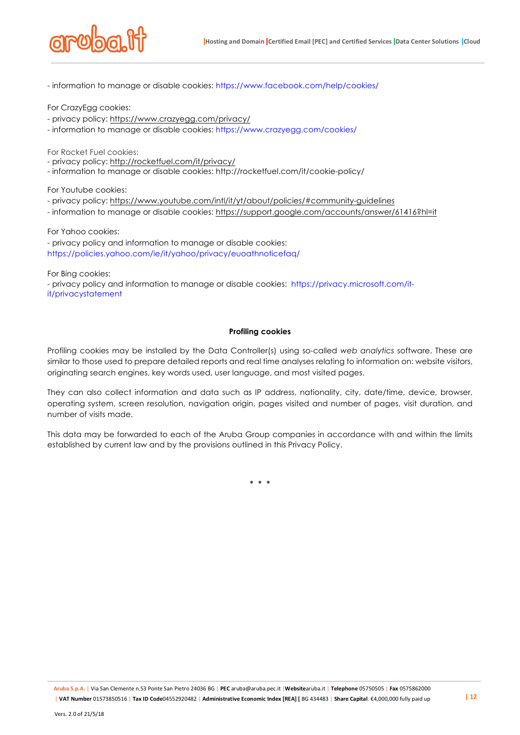- information to manage or disable cookies: https://www.facebook.com/help/cookies/

For CrazyEgg cookies:
- privacy policy: https://www.crazyegg.com/privacy/
- information to manage or disable cookies: https://www.crazyegg.com/cookies/

For Rocket Fuel cookies:
- privacy policy: http://rocketfuel.com/it/privacy/
- information to manage or disable cookies: http://rocketfuel.com/it/cookie-policy/

For Youtube cookies:
- privacy policy: https://www.youtube.com/intl/it/yt/about/policies/#community-guidelines
- information to manage or disable cookies: https://support.google.com/accounts/answer/61416?hl=it

For Yahoo cookies:
- privacy policy and information to manage or disable cookies: https://policies.yahoo.com/ie/it/yahoo/privacy/euoathnoticefaq/

For Bing cookies:
- privacy policy and information to manage or disable cookies: https://privacy.microsoft.com/it-it/privacystatement

**Profiling cookies**

Profiling cookies may be installed by the Data Controller(s) using so-called *web analytics* software. These are similar to those used to prepare detailed reports and real time analyses relating to information on: website visitors, originating search engines, key words used, user language, and most visited pages.

They can also collect information and data such as IP address, nationality, city, date/time, device, browser, operating system, screen resolution, navigation origin, pages visited and number of pages, visit duration, and number of visits made.

This data may be forwarded to each of the Aruba Group companies in accordance with and within the limits established by current law and by the provisions outlined in this Privacy Policy.

\* \* \*